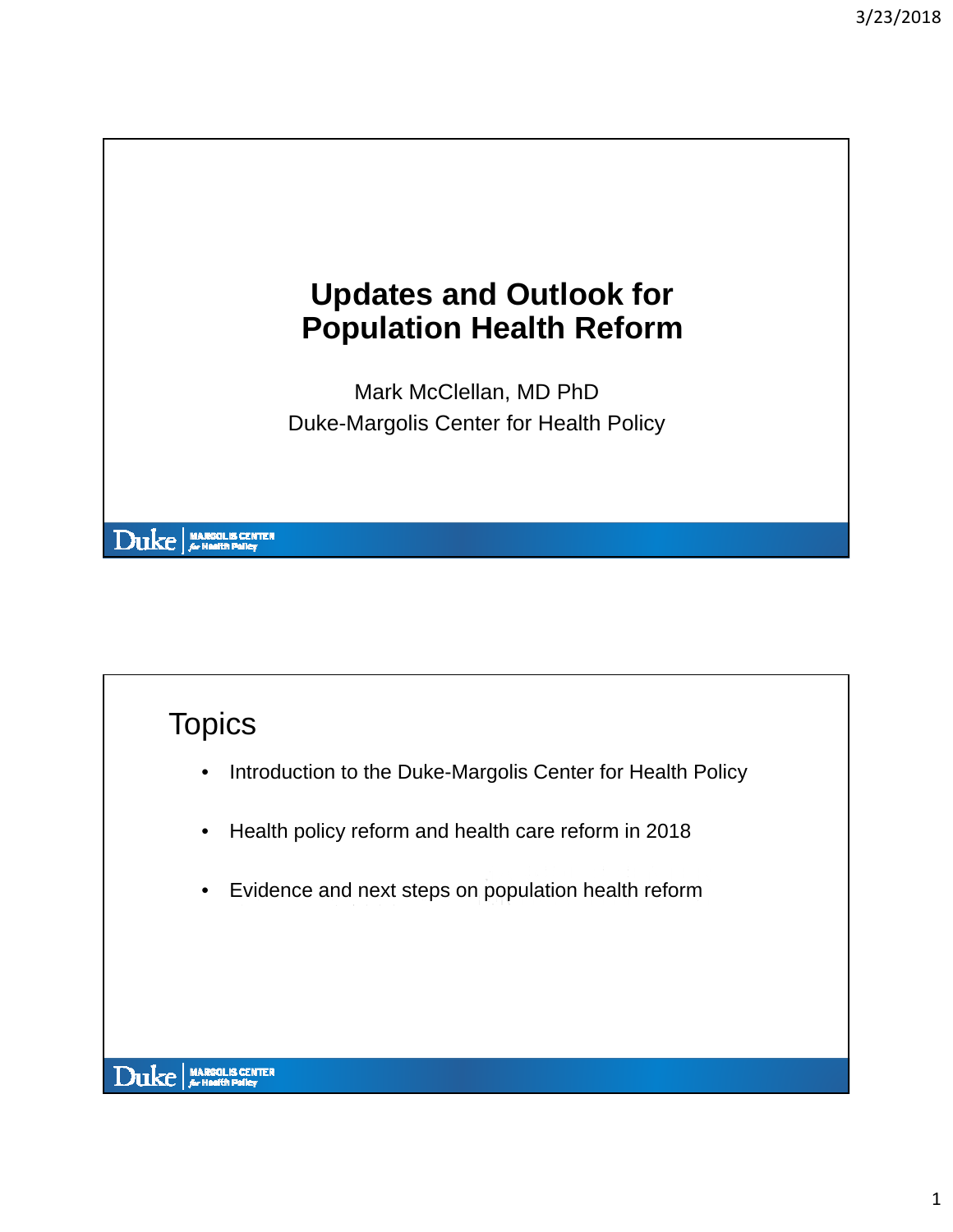# Updates and Outlook for Population Health Reform

Mark McClellan, MD PhD

Duke-Margolis Center for Health Policy

Duke | MARGOLIS CENTER for Health Policy

## Topics

- Introduction to the Duke-Margolis Center for Health Policy
- Health policy reform and health care reform in 2018
- Evidence and next steps on population health reform

Duke | MARGOLIS CENTER for Health Policy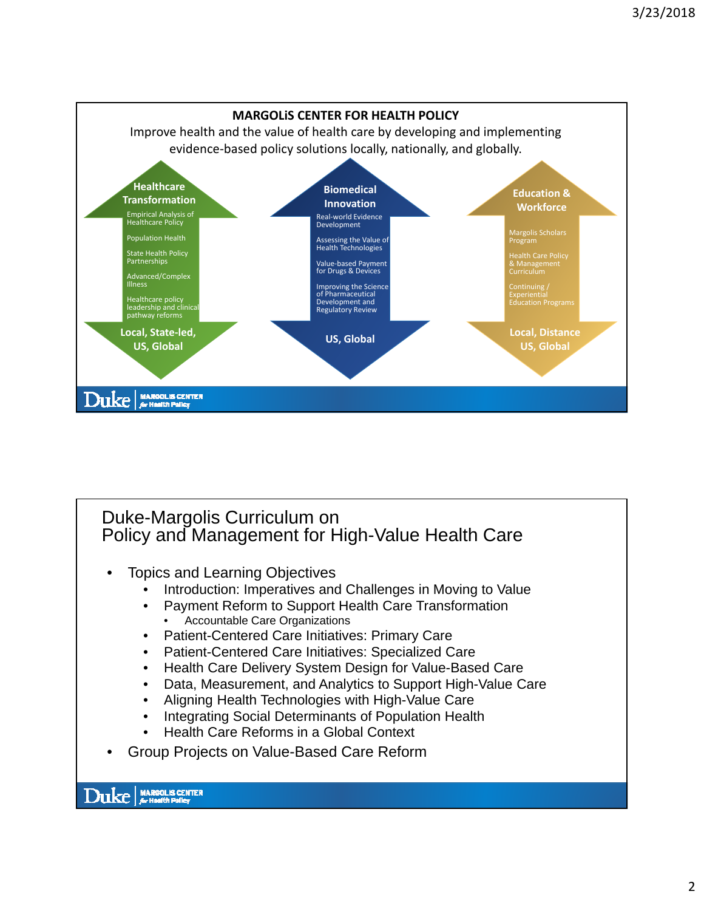## MARGOLiS CENTER FOR HEALTH POLICY

Improve health and the value of health care by developing and implementing evidence-based policy solutions locally, nationally, and globally.

### Healthcare Transformation

- Empirical Analysis of Healthcare Policy
- Population Health
- State Health Policy Partnerships
- Advanced/Complex Illness
- Healthcare policy leadership and clinical pathway reforms

**Local, State-led, US, Global**

### Biomedical Innovation

- Real-world Evidence Development
- Assessing the Value of Health Technologies
- Value-based Payment for Drugs & Devices
- Improving the Science of Pharmaceutical Development and Regulatory Review

**US, Global**

### Education & Workforce

- Margolis Scholars Program
- Health Care Policy & Management Curriculum
- Continuing / Experiential Education Programs

**Local, Distance US, Global**

Duke | MARGOLIS CENTER for Health Policy

---

## Duke-Margolis Curriculum on Policy and Management for High-Value Health Care

- Topics and Learning Objectives
  - Introduction: Imperatives and Challenges in Moving to Value
  - Payment Reform to Support Health Care Transformation
    - Accountable Care Organizations
  - Patient-Centered Care Initiatives: Primary Care
  - Patient-Centered Care Initiatives: Specialized Care
  - Health Care Delivery System Design for Value-Based Care
  - Data, Measurement, and Analytics to Support High-Value Care
  - Aligning Health Technologies with High-Value Care
  - Integrating Social Determinants of Population Health
  - Health Care Reforms in a Global Context
- Group Projects on Value-Based Care Reform

Duke | MARGOLIS CENTER for Health Policy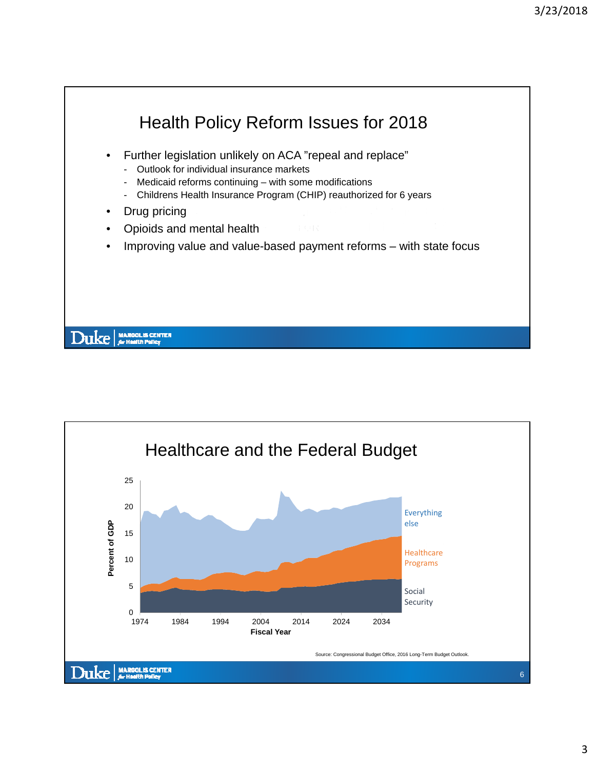## Health Policy Reform Issues for 2018

- Further legislation unlikely on ACA "repeal and replace"
  - Outlook for individual insurance markets
  - Medicaid reforms continuing – with some modifications
  - Childrens Health Insurance Program (CHIP) reauthorized for 6 years
- Drug pricing
- Opioids and mental health
- Improving value and value-based payment reforms – with state focus

## Healthcare and the Federal Budget

Percent of GDP (0–25) by Fiscal Year (1974–2034): Everything else; Healthcare Programs; Social Security

Source: Congressional Budget Office, 2016 Long-Term Budget Outlook.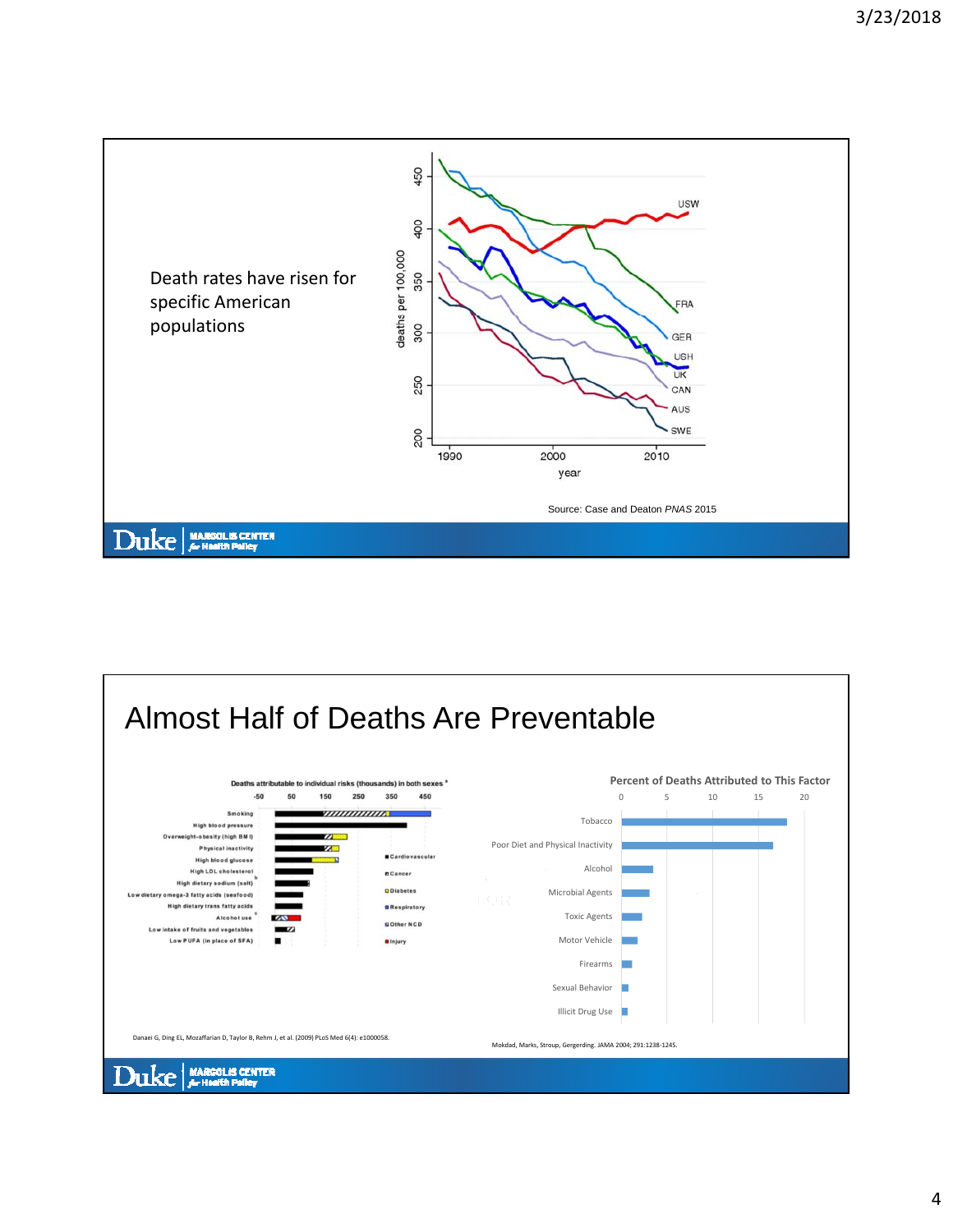Death rates have risen for specific American populations

Source: Case and Deaton *PNAS* 2015

# Almost Half of Deaths Are Preventable

Danaei G, Ding EL, Mozaffarian D, Taylor B, Rehm J, et al. (2009) PLoS Med 6(4): e1000058.

**Percent of Deaths Attributed to This Factor**

Mokdad, Marks, Stroup, Gergerding. JAMA 2004; 291:1238-1245.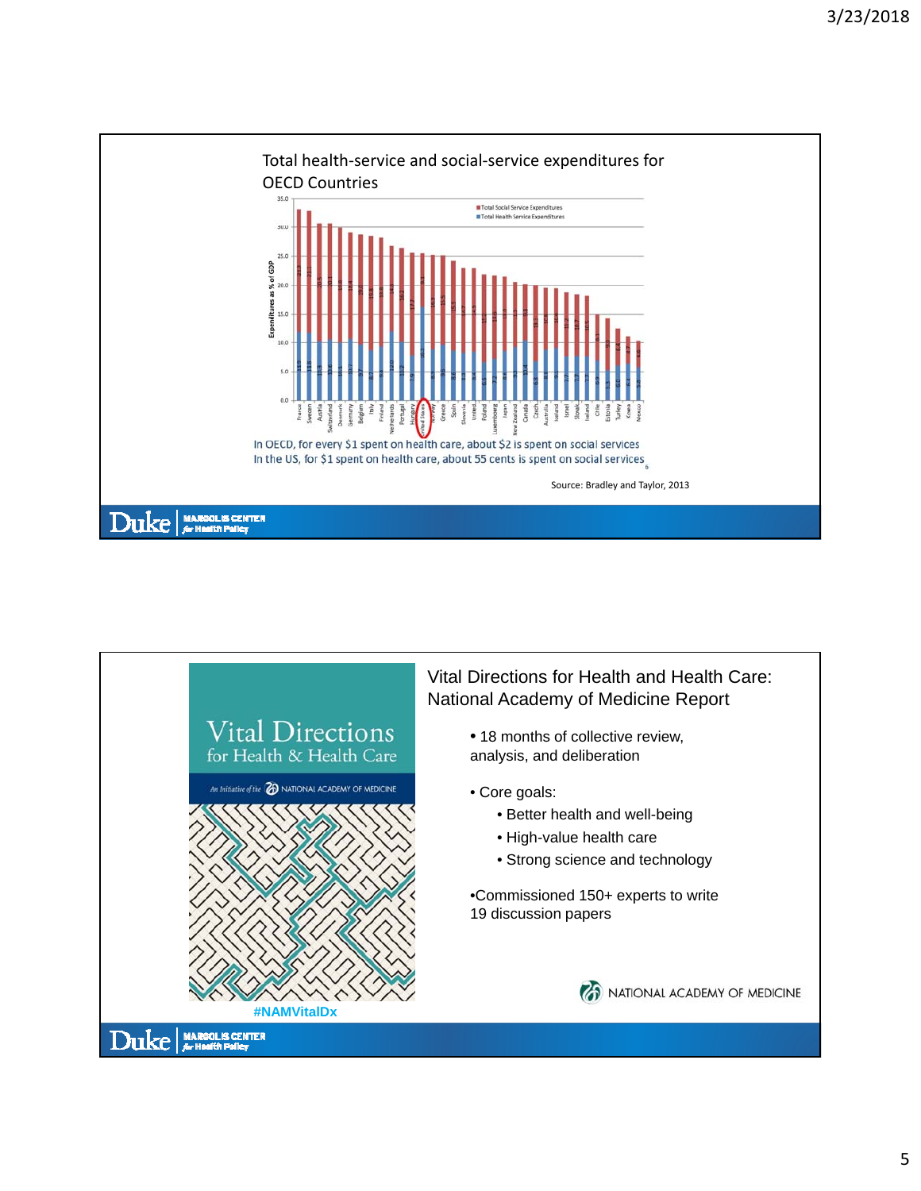## Total health-service and social-service expenditures for OECD Countries

In OECD, for every $1 spent on health care, about $2 is spent on social services

In the US, for $1 spent on health care, about 55 cents is spent on social services

Source: Bradley and Taylor, 2013

## Vital Directions for Health and Health Care: National Academy of Medicine Report

- 18 months of collective review, analysis, and deliberation
- Core goals:
  - Better health and well-being
  - High-value health care
  - Strong science and technology
- Commissioned 150+ experts to write 19 discussion papers

#NAMVitalDx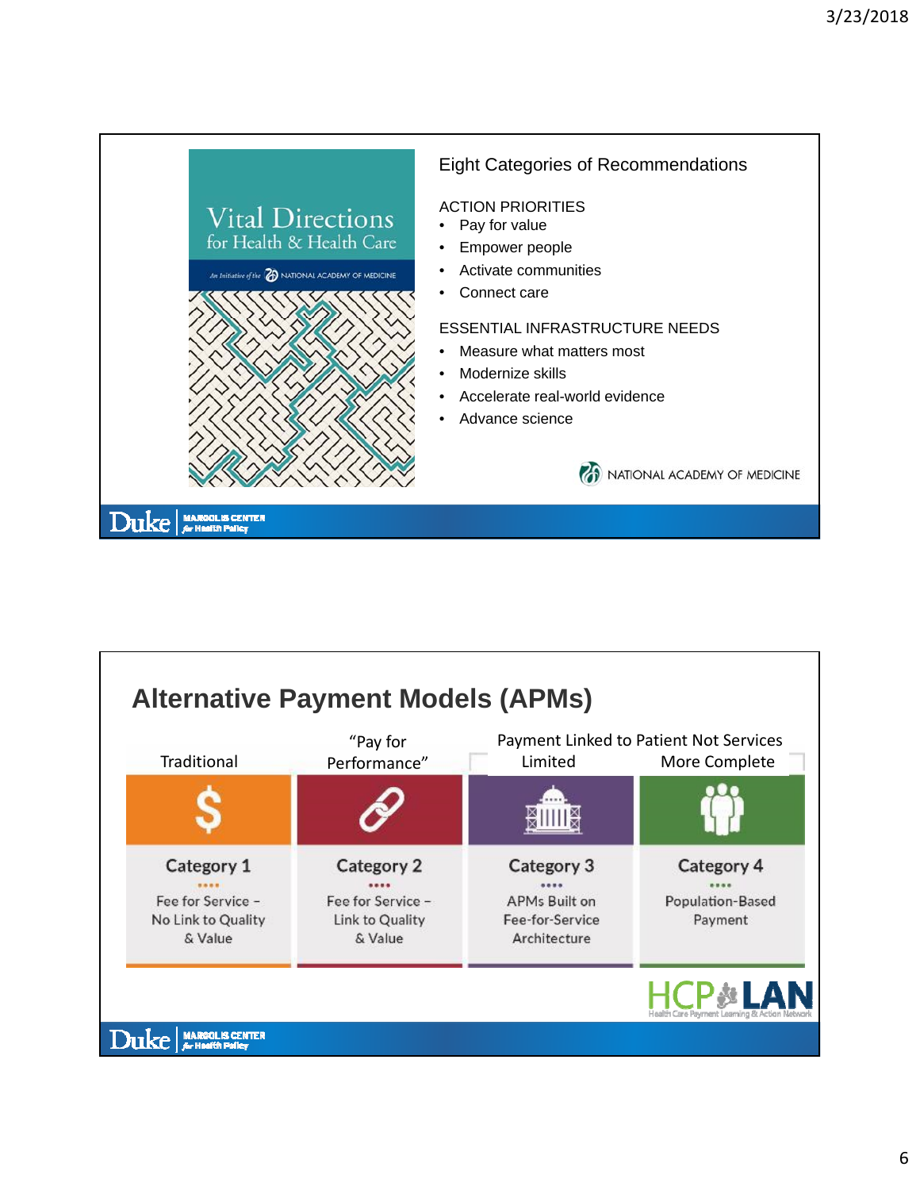Vital Directions for Health & Health Care

An Initiative of the NATIONAL ACADEMY OF MEDICINE

## Eight Categories of Recommendations

ACTION PRIORITIES

- Pay for value
- Empower people
- Activate communities
- Connect care

ESSENTIAL INFRASTRUCTURE NEEDS

- Measure what matters most
- Modernize skills
- Accelerate real-world evidence
- Advance science

NATIONAL ACADEMY OF MEDICINE

Duke | MARGOLIS CENTER for Health Policy

## Alternative Payment Models (APMs)

| Traditional | "Pay for Performance" | Payment Linked to Patient Not Services: Limited | Payment Linked to Patient Not Services: More Complete |
|---|---|---|---|
| Category 1 | Category 2 | Category 3 | Category 4 |
| Fee for Service – No Link to Quality & Value | Fee for Service – Link to Quality & Value | APMs Built on Fee-for-Service Architecture | Population-Based Payment |

HCP LAN Health Care Payment Learning & Action Network

Duke | MARGOLIS CENTER for Health Policy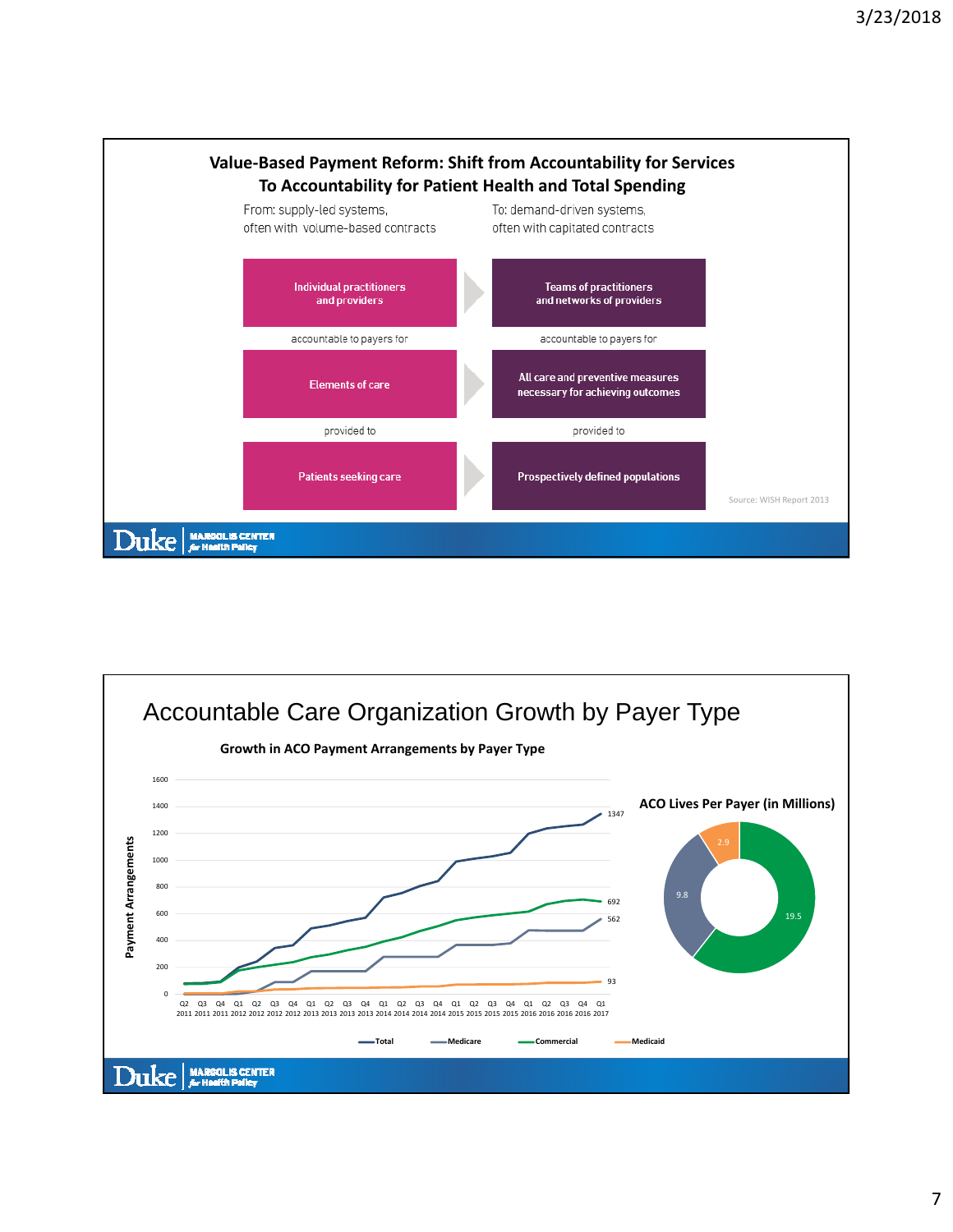## Value-Based Payment Reform: Shift from Accountability for Services To Accountability for Patient Health and Total Spending

| From: supply-led systems, often with volume-based contracts | To: demand-driven systems, often with capitated contracts |
| --- | --- |
| Individual practitioners and providers | Teams of practitioners and networks of providers |
| accountable to payers for | accountable to payers for |
| Elements of care | All care and preventive measures necessary for achieving outcomes |
| provided to | provided to |
| Patients seeking care | Prospectively defined populations |

Source: WISH Report 2013

## Accountable Care Organization Growth by Payer Type

**Growth in ACO Payment Arrangements by Payer Type**

Payment Arrangements (Q2 2011 – Q1 2017): Total 1347; Commercial 692; Medicare 562; Medicaid 93

**ACO Lives Per Payer (in Millions)**

- Commercial: 19.5
- Medicare: 9.8
- Medicaid: 2.9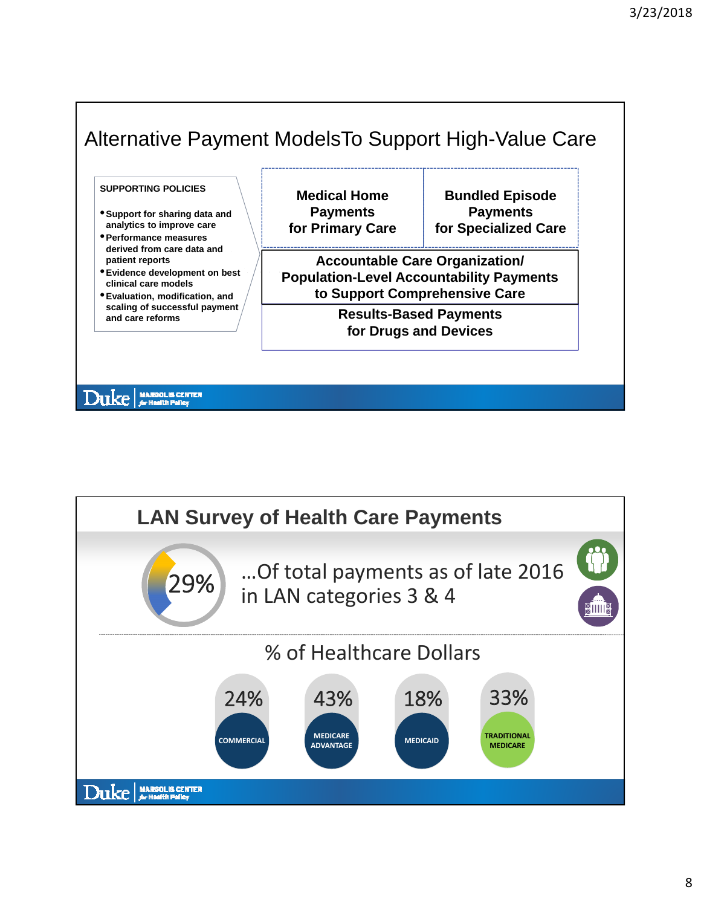## Alternative Payment ModelsTo Support High-Value Care

**SUPPORTING POLICIES**

- **Support for sharing data and analytics to improve care**
- **Performance measures derived from care data and patient reports**
- **Evidence development on best clinical care models**
- **Evaluation, modification, and scaling of successful payment and care reforms**

| **Medical Home Payments for Primary Care** | **Bundled Episode Payments for Specialized Care** |
|---|---|
| **Accountable Care Organization/ Population-Level Accountability Payments to Support Comprehensive Care** | |
| **Results-Based Payments for Drugs and Devices** | |

## LAN Survey of Health Care Payments

**29%** …Of total payments as of late 2016 in LAN categories 3 & 4

### % of Healthcare Dollars

| COMMERCIAL | MEDICARE ADVANTAGE | MEDICAID | TRADITIONAL MEDICARE |
|---|---|---|---|
| 24% | 43% | 18% | 33% |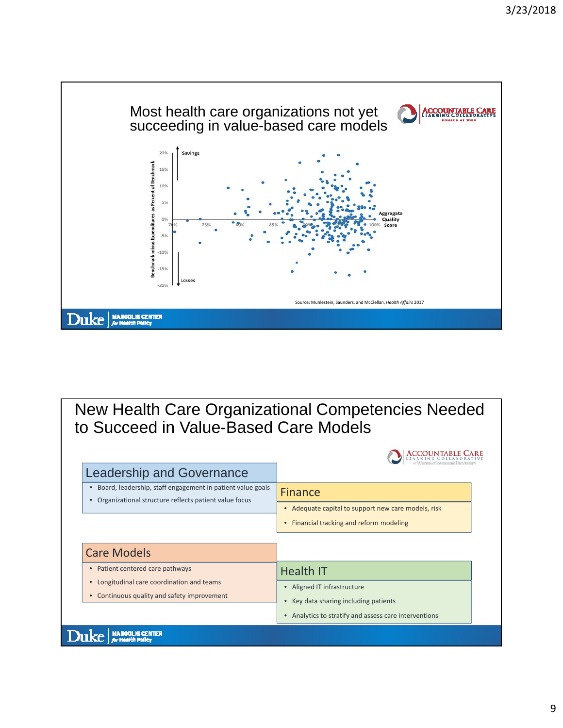## Most health care organizations not yet succeeding in value-based care models

Savings

Losses

Benchmark minus Expenditures as Percent of Benchmark

Aggregate Quality Score

Source: Muhlestein, Saunders, and McClellan, *Health Affairs* 2017

## New Health Care Organizational Competencies Needed to Succeed in Value-Based Care Models

### Leadership and Governance

- Board, leadership, staff engagement in patient value goals
- Organizational structure reflects patient value focus

### Finance

- Adequate capital to support new care models, risk
- Financial tracking and reform modeling

### Care Models

- Patient centered care pathways
- Longitudinal care coordination and teams
- Continuous quality and safety improvement

### Health IT

- Aligned IT infrastructure
- Key data sharing including patients
- Analytics to stratify and assess care interventions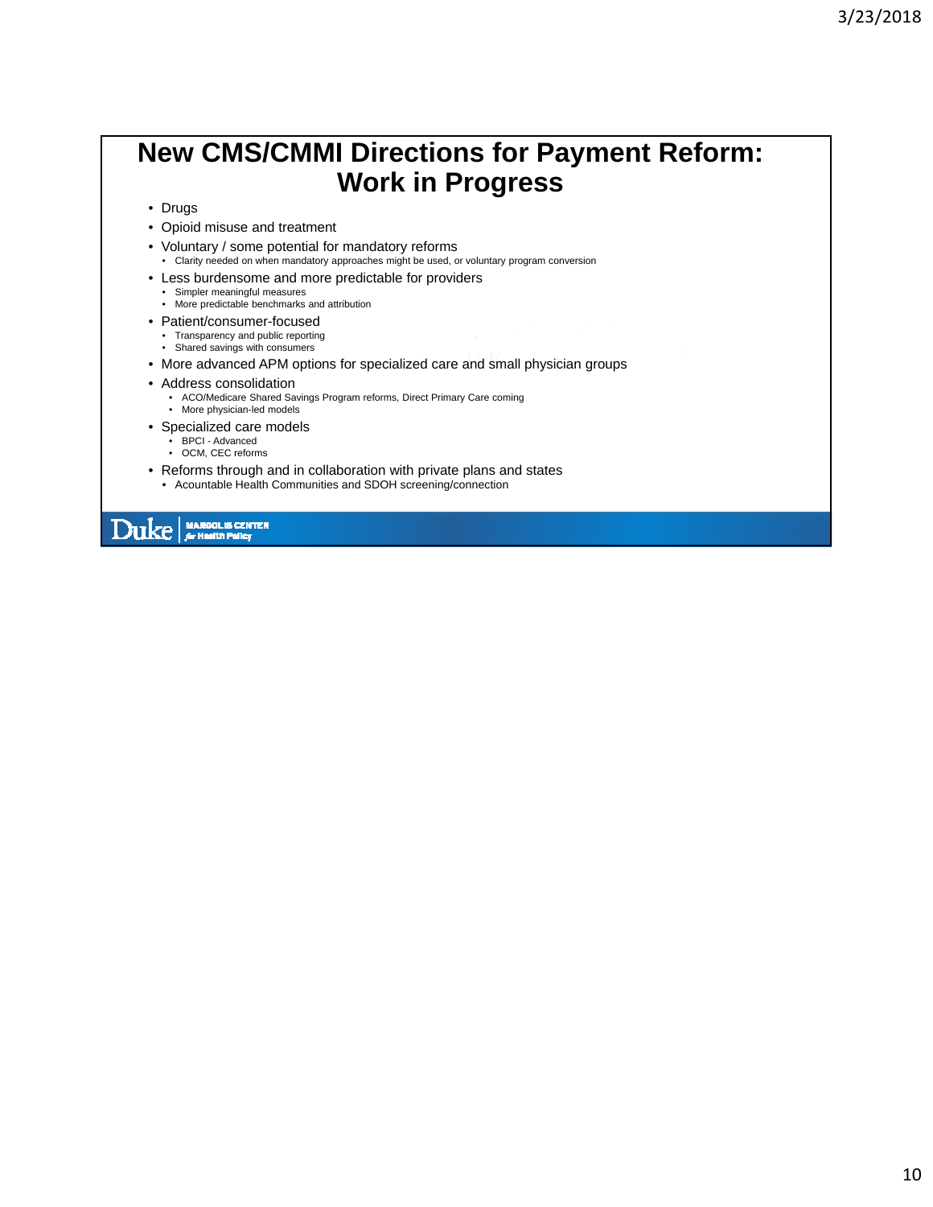# New CMS/CMMI Directions for Payment Reform: Work in Progress

- Drugs
- Opioid misuse and treatment
- Voluntary / some potential for mandatory reforms
  - Clarity needed on when mandatory approaches might be used, or voluntary program conversion
- Less burdensome and more predictable for providers
  - Simpler meaningful measures
  - More predictable benchmarks and attribution
- Patient/consumer-focused
  - Transparency and public reporting
  - Shared savings with consumers
- More advanced APM options for specialized care and small physician groups
- Address consolidation
  - ACO/Medicare Shared Savings Program reforms, Direct Primary Care coming
  - More physician-led models
- Specialized care models
  - BPCI - Advanced
  - OCM, CEC reforms
- Reforms through and in collaboration with private plans and states
  - Acountable Health Communities and SDOH screening/connection

Duke | MARGOLIS CENTER for Health Policy